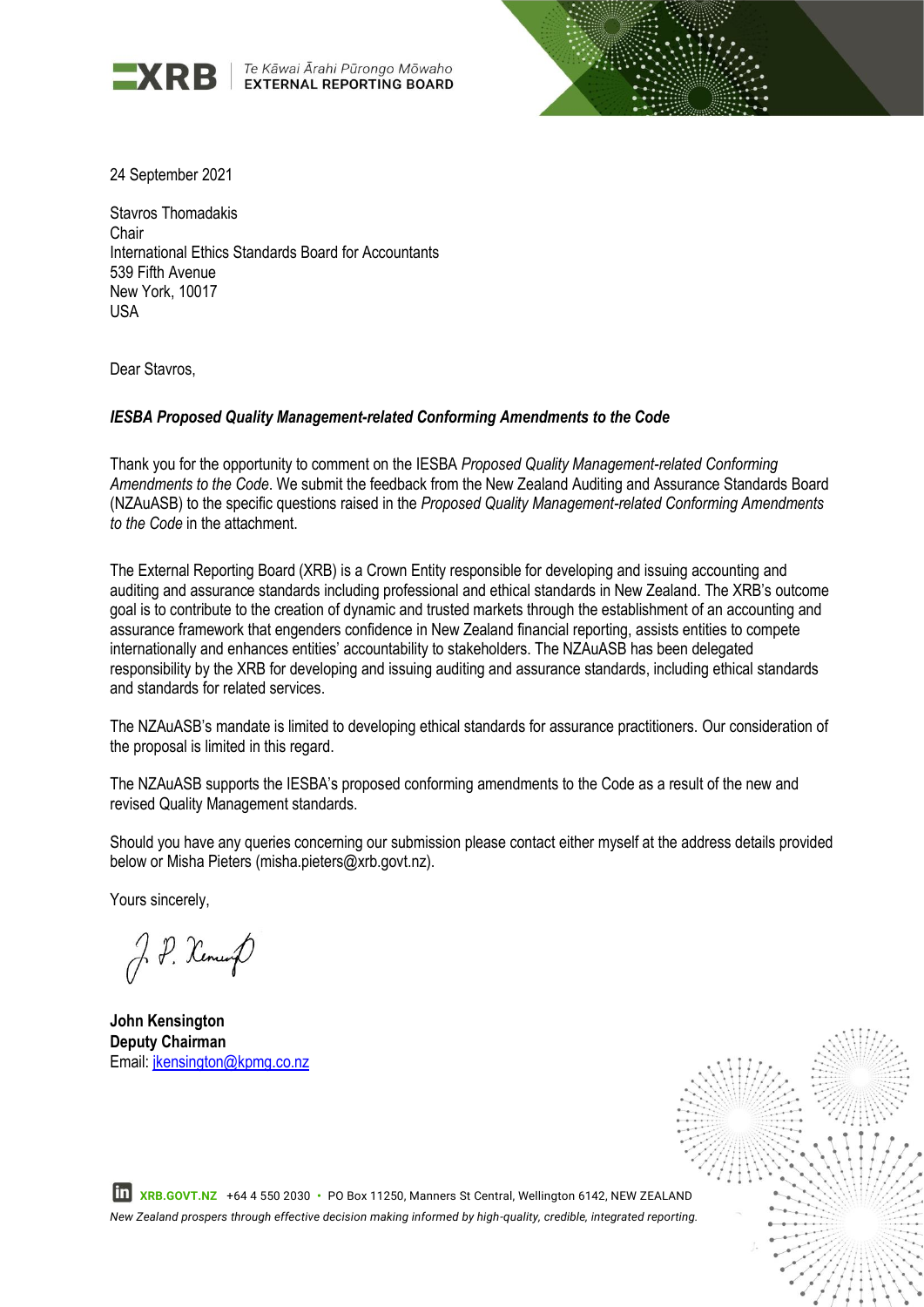**XRB** | *Te Kāwai Ārahi Pūrongo Mōwaho*
**EXTERNAL REPORTING BOARD**

24 September 2021

Stavros Thomadakis
Chair
International Ethics Standards Board for Accountants
539 Fifth Avenue
New York, 10017
USA

Dear Stavros,

***IESBA Proposed Quality Management-related Conforming Amendments to the Code***

Thank you for the opportunity to comment on the IESBA *Proposed Quality Management-related Conforming Amendments to the Code*. We submit the feedback from the New Zealand Auditing and Assurance Standards Board (NZAuASB) to the specific questions raised in the *Proposed Quality Management-related Conforming Amendments to the Code* in the attachment.

The External Reporting Board (XRB) is a Crown Entity responsible for developing and issuing accounting and auditing and assurance standards including professional and ethical standards in New Zealand. The XRB's outcome goal is to contribute to the creation of dynamic and trusted markets through the establishment of an accounting and assurance framework that engenders confidence in New Zealand financial reporting, assists entities to compete internationally and enhances entities' accountability to stakeholders. The NZAuASB has been delegated responsibility by the XRB for developing and issuing auditing and assurance standards, including ethical standards and standards for related services.

The NZAuASB's mandate is limited to developing ethical standards for assurance practitioners. Our consideration of the proposal is limited in this regard.

The NZAuASB supports the IESBA's proposed conforming amendments to the Code as a result of the new and revised Quality Management standards.

Should you have any queries concerning our submission please contact either myself at the address details provided below or Misha Pieters (misha.pieters@xrb.govt.nz).

Yours sincerely,

**John Kensington**
**Deputy Chairman**
Email: jkensington@kpmg.co.nz

XRB.GOVT.NZ +64 4 550 2030 • PO Box 11250, Manners St Central, Wellington 6142, NEW ZEALAND
*New Zealand prospers through effective decision making informed by high-quality, credible, integrated reporting.*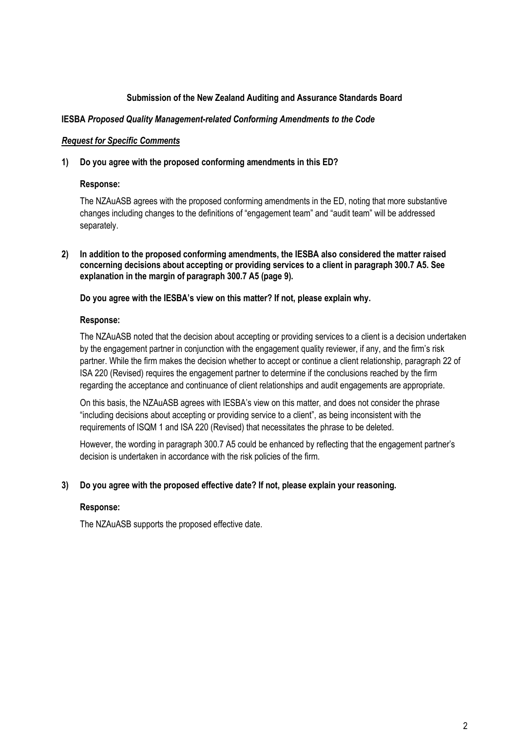**Submission of the New Zealand Auditing and Assurance Standards Board**

**IESBA *Proposed Quality Management-related Conforming Amendments to the Code***

***Request for Specific Comments***

**1) Do you agree with the proposed conforming amendments in this ED?**

**Response:**

The NZAuASB agrees with the proposed conforming amendments in the ED, noting that more substantive changes including changes to the definitions of "engagement team" and "audit team" will be addressed separately.

**2) In addition to the proposed conforming amendments, the IESBA also considered the matter raised concerning decisions about accepting or providing services to a client in paragraph 300.7 A5. See explanation in the margin of paragraph 300.7 A5 (page 9).**

**Do you agree with the IESBA's view on this matter? If not, please explain why.**

**Response:**

The NZAuASB noted that the decision about accepting or providing services to a client is a decision undertaken by the engagement partner in conjunction with the engagement quality reviewer, if any, and the firm's risk partner. While the firm makes the decision whether to accept or continue a client relationship, paragraph 22 of ISA 220 (Revised) requires the engagement partner to determine if the conclusions reached by the firm regarding the acceptance and continuance of client relationships and audit engagements are appropriate.

On this basis, the NZAuASB agrees with IESBA's view on this matter, and does not consider the phrase "including decisions about accepting or providing service to a client", as being inconsistent with the requirements of ISQM 1 and ISA 220 (Revised) that necessitates the phrase to be deleted.

However, the wording in paragraph 300.7 A5 could be enhanced by reflecting that the engagement partner's decision is undertaken in accordance with the risk policies of the firm.

**3) Do you agree with the proposed effective date? If not, please explain your reasoning.**

**Response:**

The NZAuASB supports the proposed effective date.